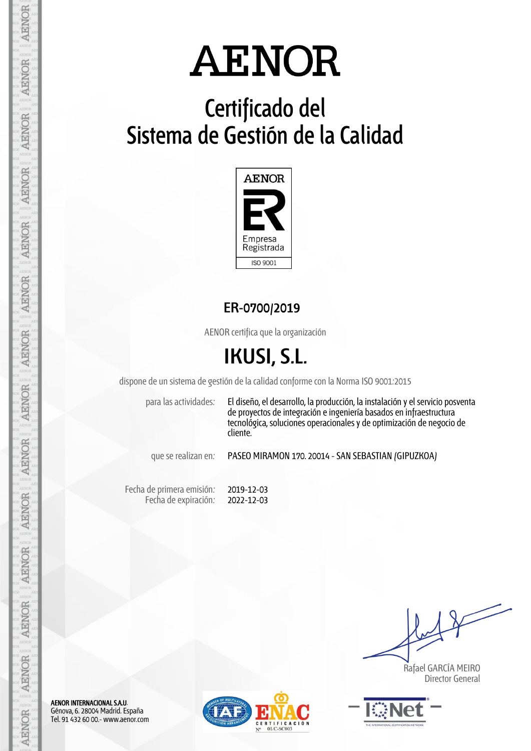# AENOR

## Certificado del Sistema de Gestión de la Calidad

AENOR

Empresa Registrada

ISO 9001

### ER-0700/2019

AENOR certifica que la organización

## IKUSI, S.L.

dispone de un sistema de gestión de la calidad conforme con la Norma ISO 9001:2015

para las actividades: El diseño, el desarrollo, la producción, la instalación y el servicio posventa de proyectos de integración e ingeniería basados en infraestructura tecnológica, soluciones operacionales y de optimización de negocio de cliente.

que se realizan en: PASEO MIRAMON 170. 20014 - SAN SEBASTIAN (GIPUZKOA)

Fecha de primera emisión: 2019-12-03
Fecha de expiración: 2022-12-03

Rafael GARCÍA MEIRO
Director General

**AENOR INTERNACIONAL S.A.U.**
Génova, 6. 28004 Madrid. España
Tel. 91 432 60 00.- www.aenor.com

ENAC CERTIFICACIÓN Nº 01/C-SC003

IQNet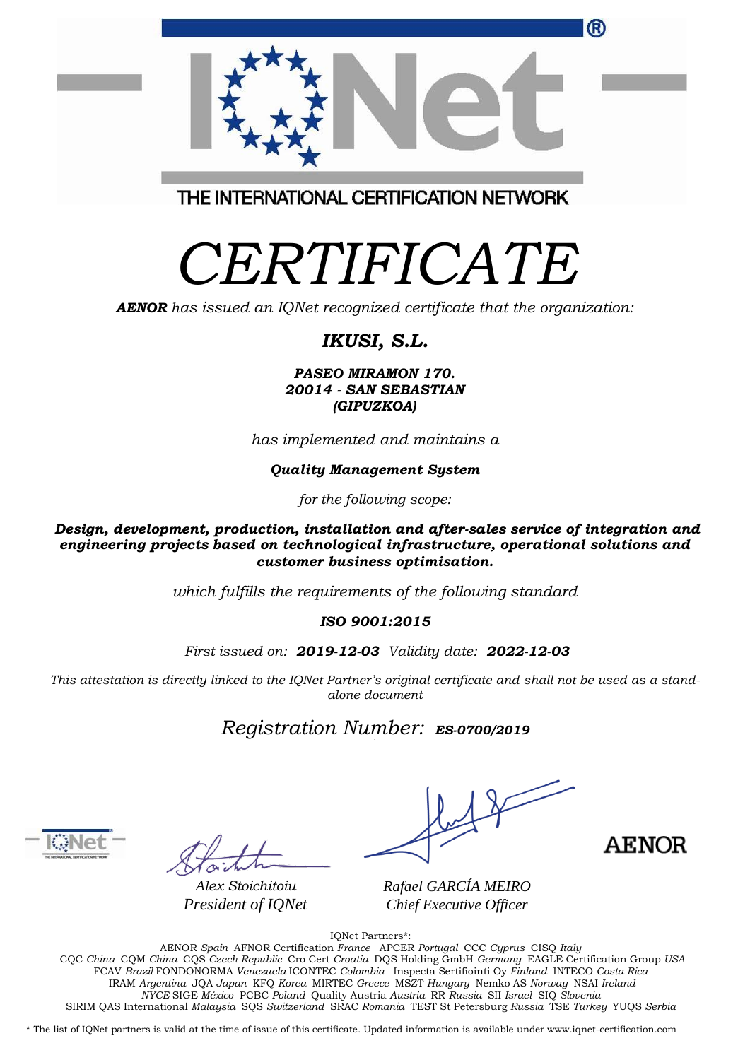THE INTERNATIONAL CERTIFICATION NETWORK

# *CERTIFICATE*

***AENOR*** *has issued an IQNet recognized certificate that the organization:*

## ***IKUSI, S.L.***

***PASEO MIRAMON 170.***
***20014 - SAN SEBASTIAN***
***(GIPUZKOA)***

*has implemented and maintains a*

***Quality Management System***

*for the following scope:*

***Design, development, production, installation and after-sales service of integration and engineering projects based on technological infrastructure, operational solutions and customer business optimisation.***

*which fulfills the requirements of the following standard*

***ISO 9001:2015***

*First issued on:* ***2019-12-03*** *Validity date:* ***2022-12-03***

*This attestation is directly linked to the IQNet Partner's original certificate and shall not be used as a stand-alone document*

*Registration Number:* ***ES-0700/2019***

*Alex Stoichitoiu*
*President of IQNet*

*Rafael GARCÍA MEIRO*
*Chief Executive Officer*

AENOR

IQNet Partners*:

AENOR *Spain* AFNOR Certification *France* APCER *Portugal* CCC *Cyprus* CISQ *Italy*
CQC *China* CQM *China* CQS *Czech Republic* Cro Cert *Croatia* DQS Holding GmbH *Germany* EAGLE Certification Group *USA*
FCAV *Brazil* FONDONORMA *Venezuela* ICONTEC *Colombia* Inspecta Sertifiointi Oy *Finland* INTECO *Costa Rica*
IRAM *Argentina* JQA *Japan* KFQ *Korea* MIRTEC *Greece* MSZT *Hungary* Nemko AS *Norway* NSAI *Ireland*
*NYCE*-SIGE *México* PCBC *Poland* Quality Austria *Austria* RR *Russia* SII *Israel* SIQ *Slovenia*
SIRIM QAS International *Malaysia* SQS *Switzerland* SRAC *Romania* TEST St Petersburg *Russia* TSE *Turkey* YUQS *Serbia*

\* The list of IQNet partners is valid at the time of issue of this certificate. Updated information is available under www.iqnet-certification.com